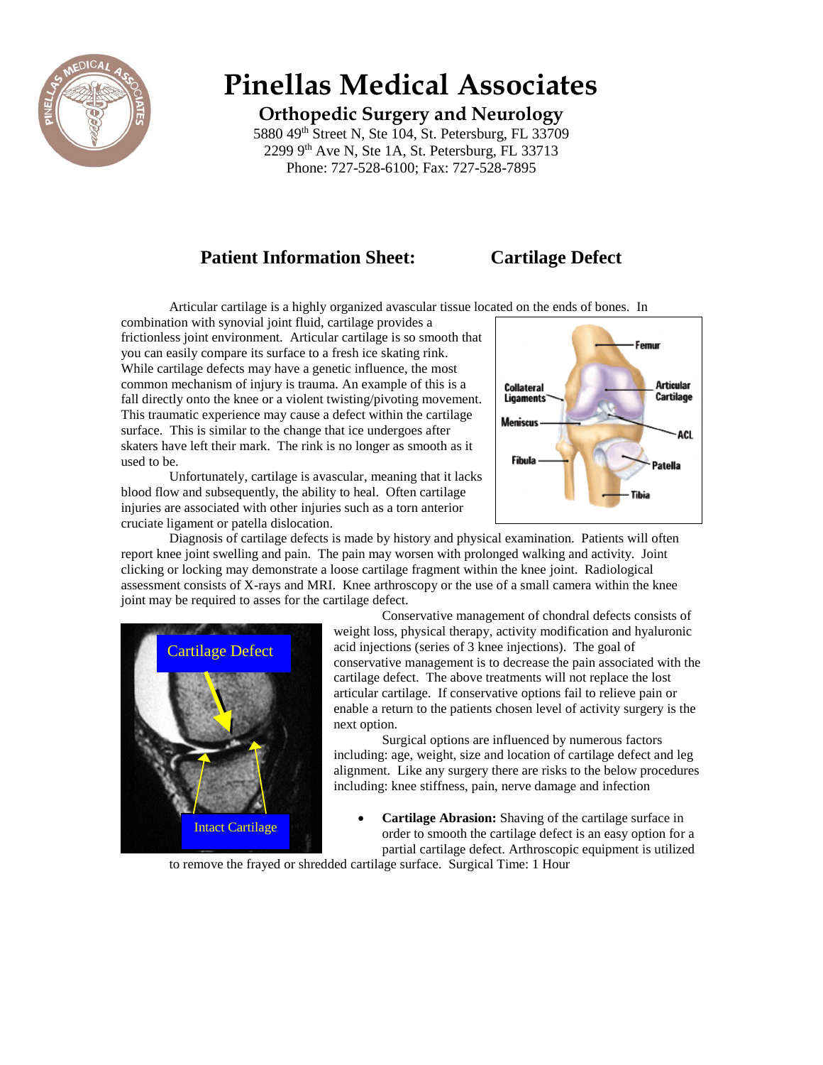# Pinellas Medical Associates

## Orthopedic Surgery and Neurology

5880 49th Street N, Ste 104, St. Petersburg, FL 33709
2299 9th Ave N, Ste 1A, St. Petersburg, FL 33713
Phone: 727-528-6100; Fax: 727-528-7895

## Patient Information Sheet: Cartilage Defect

Articular cartilage is a highly organized avascular tissue located on the ends of bones. In combination with synovial joint fluid, cartilage provides a frictionless joint environment. Articular cartilage is so smooth that you can easily compare its surface to a fresh ice skating rink. While cartilage defects may have a genetic influence, the most common mechanism of injury is trauma. An example of this is a fall directly onto the knee or a violent twisting/pivoting movement. This traumatic experience may cause a defect within the cartilage surface. This is similar to the change that ice undergoes after skaters have left their mark. The rink is no longer as smooth as it used to be.

Unfortunately, cartilage is avascular, meaning that it lacks blood flow and subsequently, the ability to heal. Often cartilage injuries are associated with other injuries such as a torn anterior cruciate ligament or patella dislocation.

Diagnosis of cartilage defects is made by history and physical examination. Patients will often report knee joint swelling and pain. The pain may worsen with prolonged walking and activity. Joint clicking or locking may demonstrate a loose cartilage fragment within the knee joint. Radiological assessment consists of X-rays and MRI. Knee arthroscopy or the use of a small camera within the knee joint may be required to asses for the cartilage defect.

Conservative management of chondral defects consists of weight loss, physical therapy, activity modification and hyaluronic acid injections (series of 3 knee injections). The goal of conservative management is to decrease the pain associated with the cartilage defect. The above treatments will not replace the lost articular cartilage. If conservative options fail to relieve pain or enable a return to the patients chosen level of activity surgery is the next option.

Surgical options are influenced by numerous factors including: age, weight, size and location of cartilage defect and leg alignment. Like any surgery there are risks to the below procedures including: knee stiffness, pain, nerve damage and infection

- **Cartilage Abrasion:** Shaving of the cartilage surface in order to smooth the cartilage defect is an easy option for a partial cartilage defect. Arthroscopic equipment is utilized to remove the frayed or shredded cartilage surface. Surgical Time: 1 Hour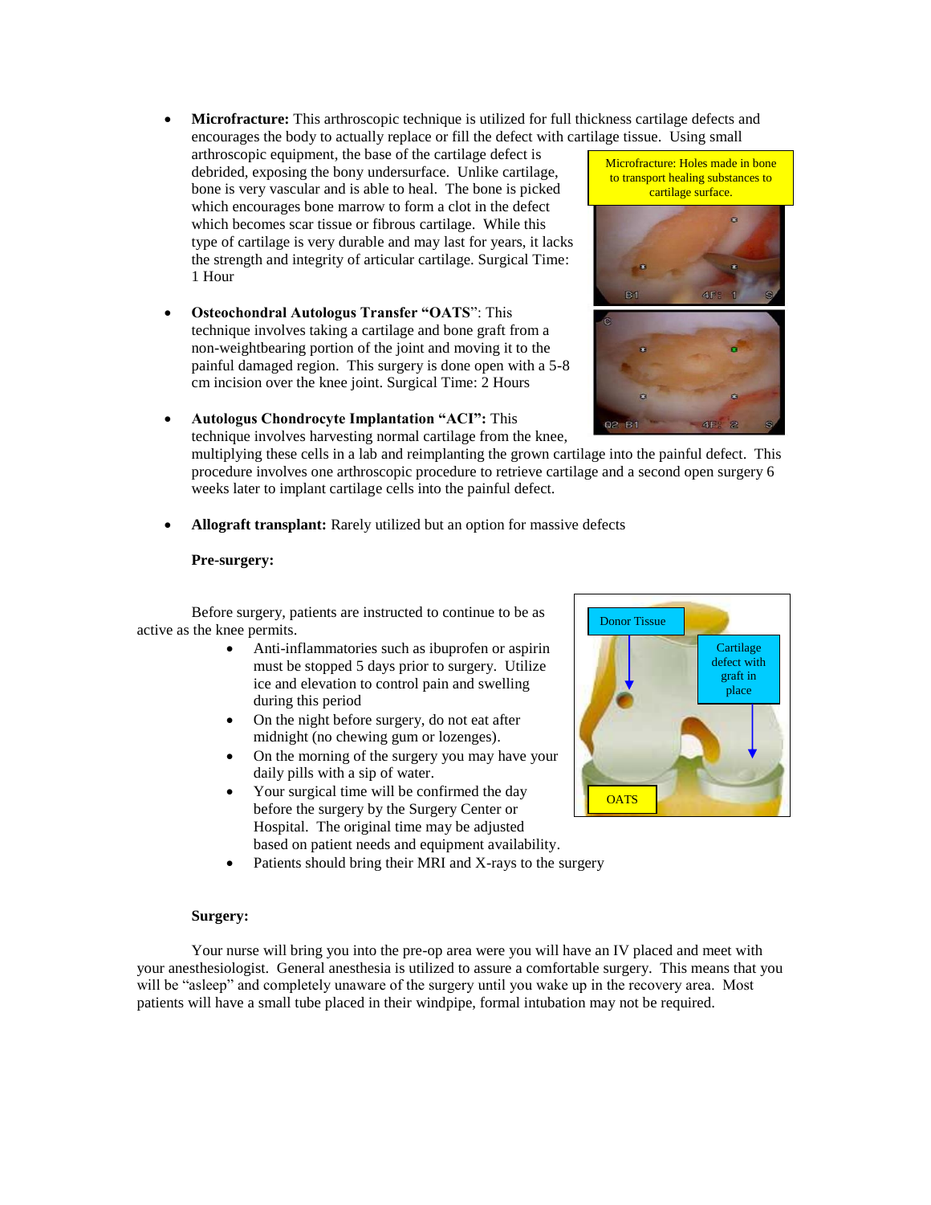- **Microfracture:** This arthroscopic technique is utilized for full thickness cartilage defects and encourages the body to actually replace or fill the defect with cartilage tissue. Using small arthroscopic equipment, the base of the cartilage defect is debrided, exposing the bony undersurface. Unlike cartilage, bone is very vascular and is able to heal. The bone is picked which encourages bone marrow to form a clot in the defect which becomes scar tissue or fibrous cartilage. While this type of cartilage is very durable and may last for years, it lacks the strength and integrity of articular cartilage. Surgical Time: 1 Hour

Microfracture: Holes made in bone to transport healing substances to cartilage surface.

- **Osteochondral Autologus Transfer "OATS"**: This technique involves taking a cartilage and bone graft from a non-weightbearing portion of the joint and moving it to the painful damaged region. This surgery is done open with a 5-8 cm incision over the knee joint. Surgical Time: 2 Hours

- **Autologus Chondrocyte Implantation "ACI":** This technique involves harvesting normal cartilage from the knee, multiplying these cells in a lab and reimplanting the grown cartilage into the painful defect. This procedure involves one arthroscopic procedure to retrieve cartilage and a second open surgery 6 weeks later to implant cartilage cells into the painful defect.

- **Allograft transplant:** Rarely utilized but an option for massive defects

**Pre-surgery:**

Before surgery, patients are instructed to continue to be as active as the knee permits.

- Anti-inflammatories such as ibuprofen or aspirin must be stopped 5 days prior to surgery. Utilize ice and elevation to control pain and swelling during this period
- On the night before surgery, do not eat after midnight (no chewing gum or lozenges).
- On the morning of the surgery you may have your daily pills with a sip of water.
- Your surgical time will be confirmed the day before the surgery by the Surgery Center or Hospital. The original time may be adjusted based on patient needs and equipment availability.
- Patients should bring their MRI and X-rays to the surgery

Donor Tissue

Cartilage defect with graft in place

OATS

**Surgery:**

Your nurse will bring you into the pre-op area were you will have an IV placed and meet with your anesthesiologist. General anesthesia is utilized to assure a comfortable surgery. This means that you will be "asleep" and completely unaware of the surgery until you wake up in the recovery area. Most patients will have a small tube placed in their windpipe, formal intubation may not be required.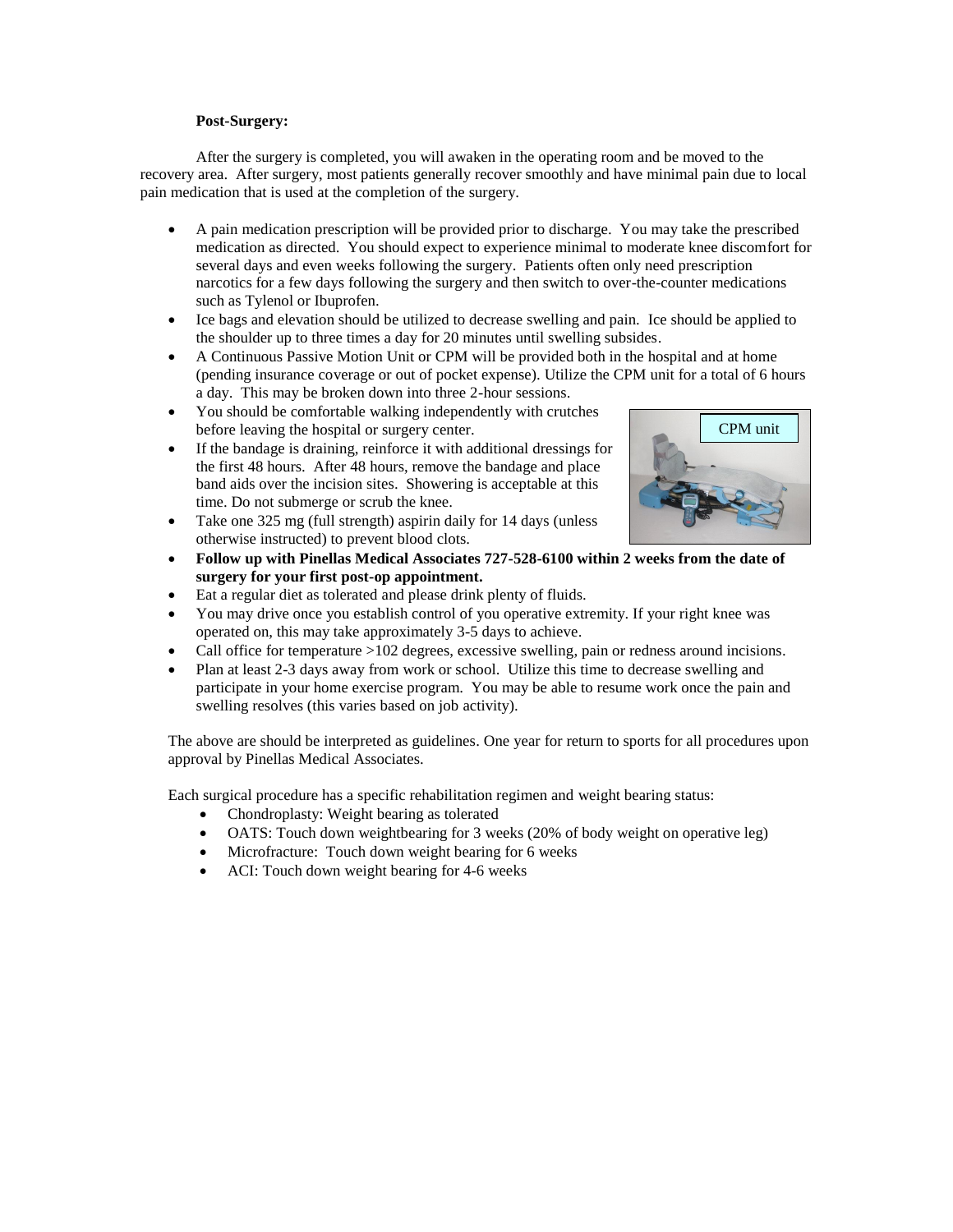**Post-Surgery:**

After the surgery is completed, you will awaken in the operating room and be moved to the recovery area. After surgery, most patients generally recover smoothly and have minimal pain due to local pain medication that is used at the completion of the surgery.

- A pain medication prescription will be provided prior to discharge. You may take the prescribed medication as directed. You should expect to experience minimal to moderate knee discomfort for several days and even weeks following the surgery. Patients often only need prescription narcotics for a few days following the surgery and then switch to over-the-counter medications such as Tylenol or Ibuprofen.
- Ice bags and elevation should be utilized to decrease swelling and pain. Ice should be applied to the shoulder up to three times a day for 20 minutes until swelling subsides.
- A Continuous Passive Motion Unit or CPM will be provided both in the hospital and at home (pending insurance coverage or out of pocket expense). Utilize the CPM unit for a total of 6 hours a day. This may be broken down into three 2-hour sessions.
- You should be comfortable walking independently with crutches before leaving the hospital or surgery center.
- If the bandage is draining, reinforce it with additional dressings for the first 48 hours. After 48 hours, remove the bandage and place band aids over the incision sites. Showering is acceptable at this time. Do not submerge or scrub the knee.
- Take one 325 mg (full strength) aspirin daily for 14 days (unless otherwise instructed) to prevent blood clots.
- **Follow up with Pinellas Medical Associates 727-528-6100 within 2 weeks from the date of surgery for your first post-op appointment.**
- Eat a regular diet as tolerated and please drink plenty of fluids.
- You may drive once you establish control of you operative extremity. If your right knee was operated on, this may take approximately 3-5 days to achieve.
- Call office for temperature >102 degrees, excessive swelling, pain or redness around incisions.
- Plan at least 2-3 days away from work or school. Utilize this time to decrease swelling and participate in your home exercise program. You may be able to resume work once the pain and swelling resolves (this varies based on job activity).

CPM unit

The above are should be interpreted as guidelines. One year for return to sports for all procedures upon approval by Pinellas Medical Associates.

Each surgical procedure has a specific rehabilitation regimen and weight bearing status:

- Chondroplasty: Weight bearing as tolerated
- OATS: Touch down weightbearing for 3 weeks (20% of body weight on operative leg)
- Microfracture: Touch down weight bearing for 6 weeks
- ACI: Touch down weight bearing for 4-6 weeks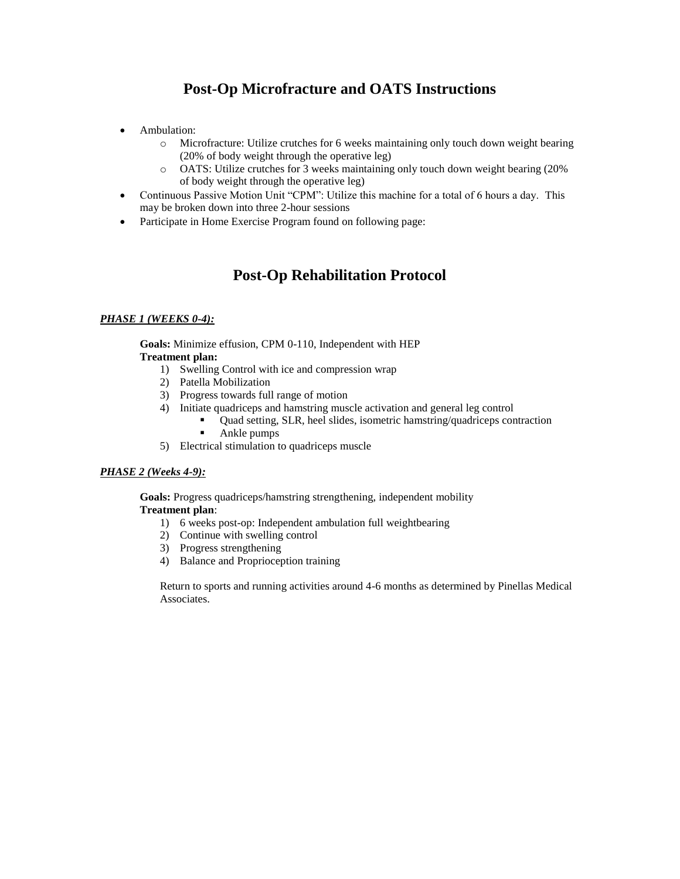# Post-Op Microfracture and OATS Instructions

- Ambulation:
  - Microfracture: Utilize crutches for 6 weeks maintaining only touch down weight bearing (20% of body weight through the operative leg)
  - OATS: Utilize crutches for 3 weeks maintaining only touch down weight bearing (20% of body weight through the operative leg)
- Continuous Passive Motion Unit "CPM": Utilize this machine for a total of 6 hours a day. This may be broken down into three 2-hour sessions
- Participate in Home Exercise Program found on following page:

# Post-Op Rehabilitation Protocol

***PHASE 1 (WEEKS 0-4):***

**Goals:** Minimize effusion, CPM 0-110, Independent with HEP

**Treatment plan:**

1) Swelling Control with ice and compression wrap
2) Patella Mobilization
3) Progress towards full range of motion
4) Initiate quadriceps and hamstring muscle activation and general leg control
   - Quad setting, SLR, heel slides, isometric hamstring/quadriceps contraction
   - Ankle pumps
5) Electrical stimulation to quadriceps muscle

***PHASE 2 (Weeks 4-9):***

**Goals:** Progress quadriceps/hamstring strengthening, independent mobility

**Treatment plan**:

1) 6 weeks post-op: Independent ambulation full weightbearing
2) Continue with swelling control
3) Progress strengthening
4) Balance and Proprioception training

Return to sports and running activities around 4-6 months as determined by Pinellas Medical Associates.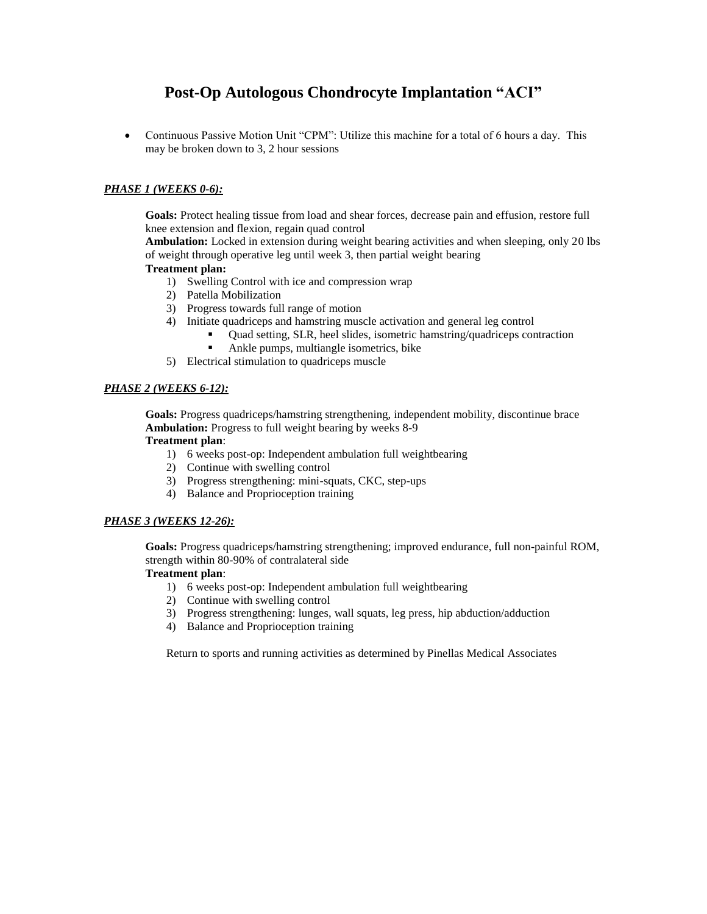# Post-Op Autologous Chondrocyte Implantation "ACI"

- Continuous Passive Motion Unit "CPM": Utilize this machine for a total of 6 hours a day. This may be broken down to 3, 2 hour sessions

## *PHASE 1 (WEEKS 0-6):*

**Goals:** Protect healing tissue from load and shear forces, decrease pain and effusion, restore full knee extension and flexion, regain quad control

**Ambulation:** Locked in extension during weight bearing activities and when sleeping, only 20 lbs of weight through operative leg until week 3, then partial weight bearing

**Treatment plan:**

1) Swelling Control with ice and compression wrap
2) Patella Mobilization
3) Progress towards full range of motion
4) Initiate quadriceps and hamstring muscle activation and general leg control
   - Quad setting, SLR, heel slides, isometric hamstring/quadriceps contraction
   - Ankle pumps, multiangle isometrics, bike
5) Electrical stimulation to quadriceps muscle

## *PHASE 2 (WEEKS 6-12):*

**Goals:** Progress quadriceps/hamstring strengthening, independent mobility, discontinue brace

**Ambulation:** Progress to full weight bearing by weeks 8-9

**Treatment plan**:

1) 6 weeks post-op: Independent ambulation full weightbearing
2) Continue with swelling control
3) Progress strengthening: mini-squats, CKC, step-ups
4) Balance and Proprioception training

## *PHASE 3 (WEEKS 12-26):*

**Goals:** Progress quadriceps/hamstring strengthening; improved endurance, full non-painful ROM, strength within 80-90% of contralateral side

**Treatment plan**:

1) 6 weeks post-op: Independent ambulation full weightbearing
2) Continue with swelling control
3) Progress strengthening: lunges, wall squats, leg press, hip abduction/adduction
4) Balance and Proprioception training

Return to sports and running activities as determined by Pinellas Medical Associates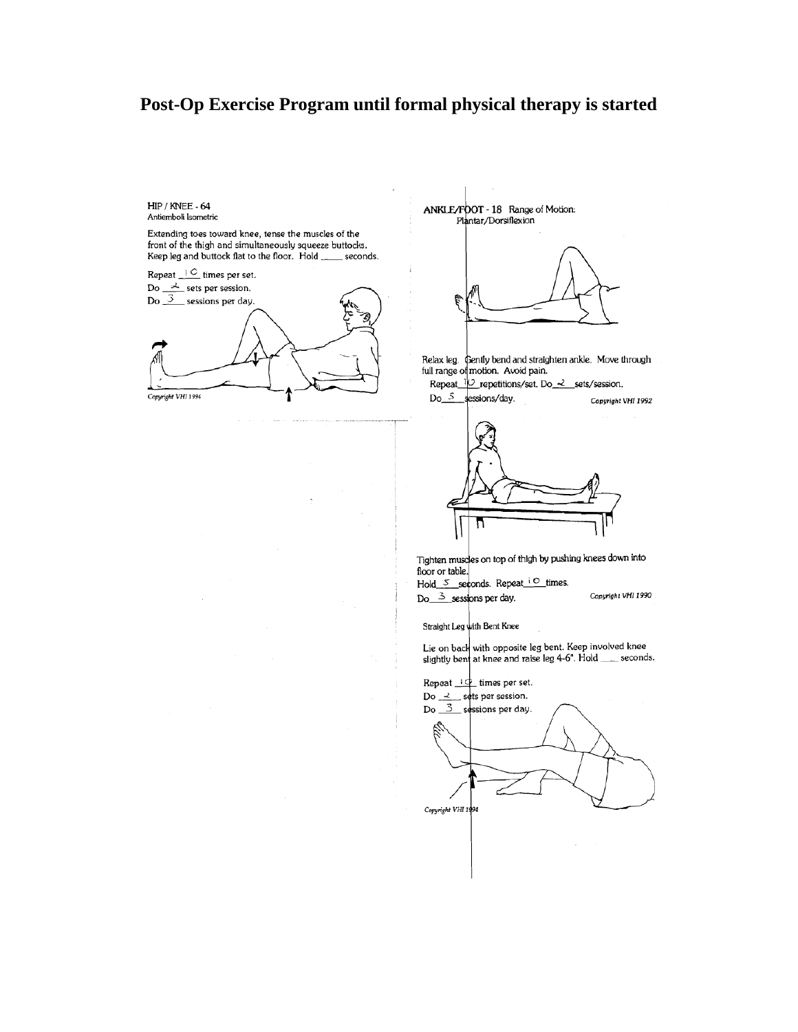# Post-Op Exercise Program until formal physical therapy is started

HIP / KNEE - 64
Antiemboli Isometric

Extending toes toward knee, tense the muscles of the front of the thigh and simultaneously squeeze buttocks. Keep leg and buttock flat to the floor. Hold _____ seconds.

Repeat _10_ times per set.
Do _2_ sets per session.
Do _3_ sessions per day.

*Copyright VHI 1994*

ANKLE/FOOT - 18 Range of Motion: Plantar/Dorsiflexion

Relax leg. Gently bend and straighten ankle. Move through full range of motion. Avoid pain.
Repeat _10_ repetitions/set. Do _2_ sets/session.
Do _3_ sessions/day.

*Copyright VHI 1992*

Tighten muscles on top of thigh by pushing knees down into floor or table.
Hold _5_ seconds. Repeat _10_ times.
Do _3_ sessions per day.

*Copyright VHI 1990*

Straight Leg with Bent Knee

Lie on back with opposite leg bent. Keep involved knee slightly bent at knee and raise leg 4-6". Hold ____ seconds.

Repeat _10_ times per set.
Do _2_ sets per session.
Do _3_ sessions per day.

*Copyright VHI 1994*